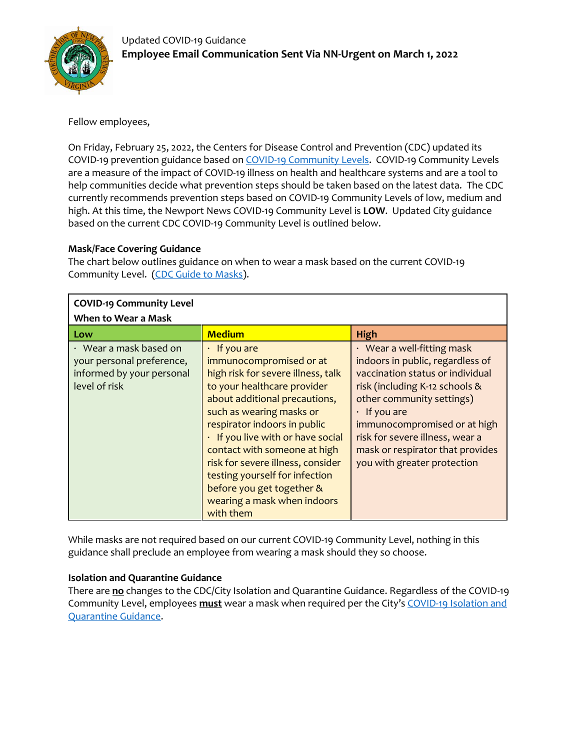Updated COVID-19 Guidance

**Employee Email Communication Sent Via NN-Urgent on March 1, 2022**

Fellow employees,

On Friday, February 25, 2022, the Centers for Disease Control and Prevention (CDC) updated its COVID-19 prevention guidance based on COVID-19 Community Levels. COVID-19 Community Levels are a measure of the impact of COVID-19 illness on health and healthcare systems and are a tool to help communities decide what prevention steps should be taken based on the latest data. The CDC currently recommends prevention steps based on COVID-19 Community Levels of low, medium and high. At this time, the Newport News COVID-19 Community Level is **LOW**. Updated City guidance based on the current CDC COVID-19 Community Level is outlined below.

**Mask/Face Covering Guidance**

The chart below outlines guidance on when to wear a mask based on the current COVID-19 Community Level. (CDC Guide to Masks).

| **COVID-19 Community Level**<br>**When to Wear a Mask** | | |
|---|---|---|
| **Low** | **Medium** | **High** |
| · Wear a mask based on your personal preference, informed by your personal level of risk | · If you are immunocompromised or at high risk for severe illness, talk to your healthcare provider about additional precautions, such as wearing masks or respirator indoors in public<br>· If you live with or have social contact with someone at high risk for severe illness, consider testing yourself for infection before you get together & wearing a mask when indoors with them | · Wear a well-fitting mask indoors in public, regardless of vaccination status or individual risk (including K-12 schools & other community settings)<br>· If you are immunocompromised or at high risk for severe illness, wear a mask or respirator that provides you with greater protection |

While masks are not required based on our current COVID-19 Community Level, nothing in this guidance shall preclude an employee from wearing a mask should they so choose.

**Isolation and Quarantine Guidance**

There are **no** changes to the CDC/City Isolation and Quarantine Guidance. Regardless of the COVID-19 Community Level, employees **must** wear a mask when required per the City's COVID-19 Isolation and Quarantine Guidance.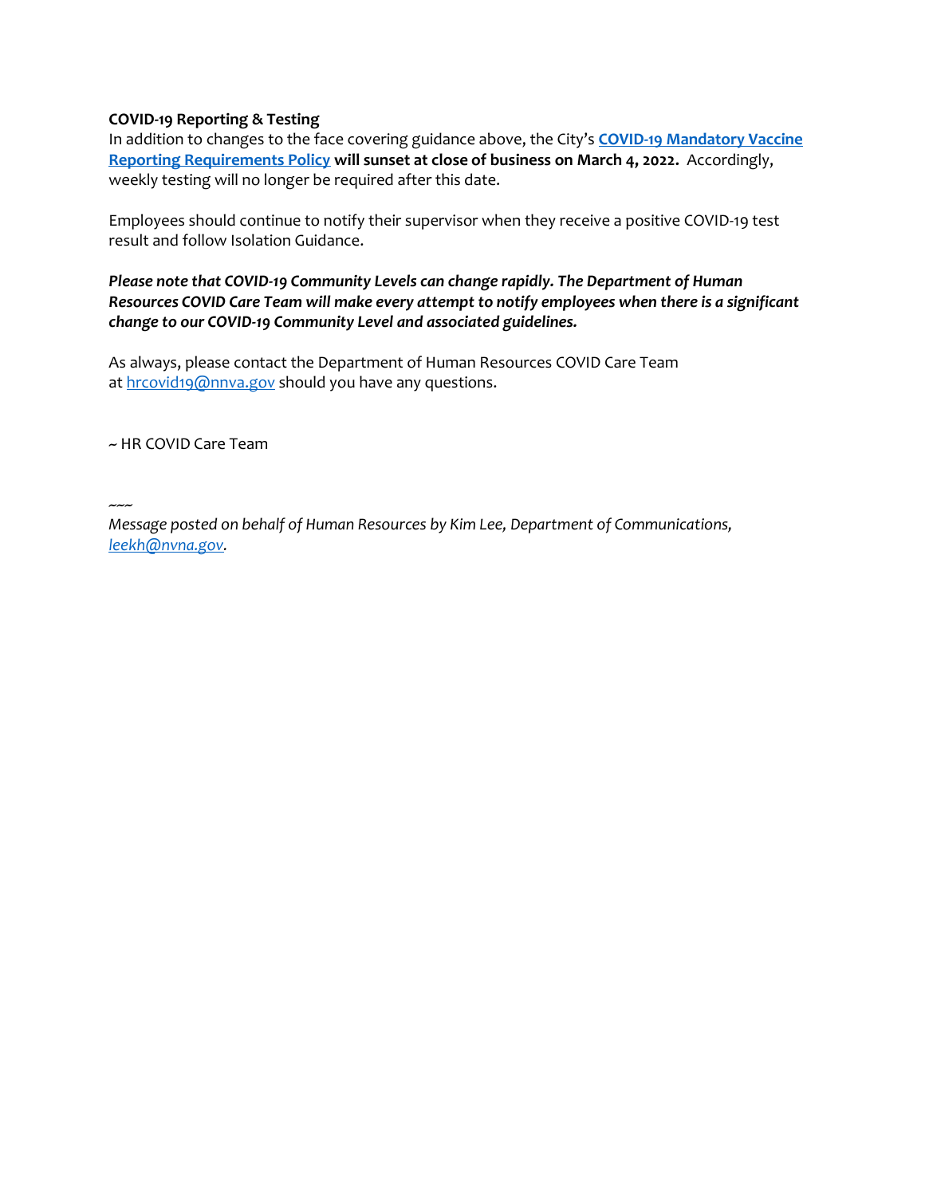**COVID-19 Reporting & Testing**
In addition to changes to the face covering guidance above, the City's **COVID-19 Mandatory Vaccine Reporting Requirements Policy will sunset at close of business on March 4, 2022.** Accordingly, weekly testing will no longer be required after this date.

Employees should continue to notify their supervisor when they receive a positive COVID-19 test result and follow Isolation Guidance.

***Please note that COVID-19 Community Levels can change rapidly. The Department of Human Resources COVID Care Team will make every attempt to notify employees when there is a significant change to our COVID-19 Community Level and associated guidelines.***

As always, please contact the Department of Human Resources COVID Care Team at hrcovid19@nnva.gov should you have any questions.

~ HR COVID Care Team

*~~~*
*Message posted on behalf of Human Resources by Kim Lee, Department of Communications, leekh@nvna.gov.*